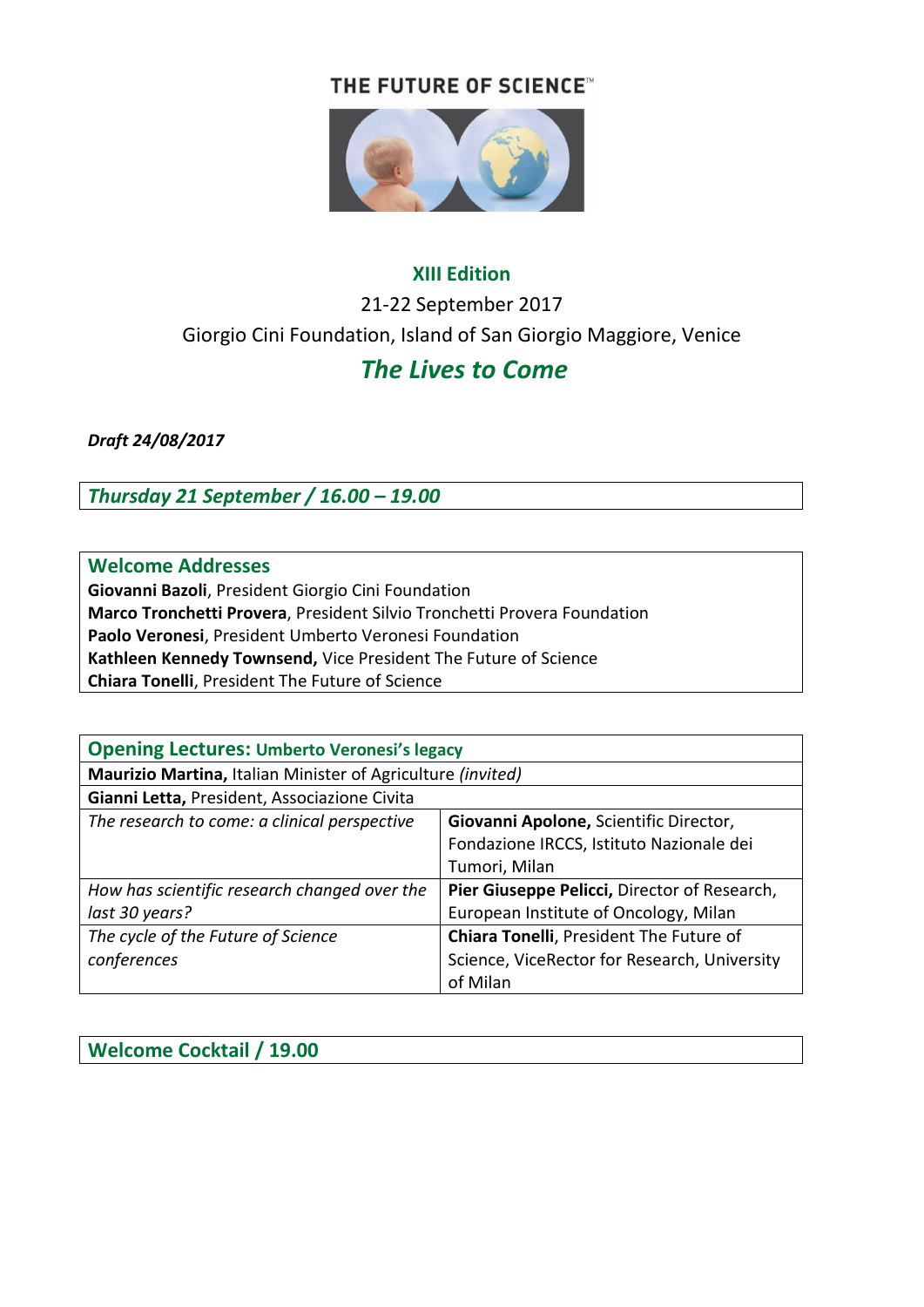# THE FUTURE OF SCIENCE™

## XIII Edition

21-22 September 2017

Giorgio Cini Foundation, Island of San Giorgio Maggiore, Venice

## *The Lives to Come*

***Draft 24/08/2017***

### *Thursday 21 September / 16.00 – 19.00*

### Welcome Addresses

**Giovanni Bazoli**, President Giorgio Cini Foundation
**Marco Tronchetti Provera**, President Silvio Tronchetti Provera Foundation
**Paolo Veronesi**, President Umberto Veronesi Foundation
**Kathleen Kennedy Townsend,** Vice President The Future of Science
**Chiara Tonelli**, President The Future of Science

### Opening Lectures: Umberto Veronesi's legacy

| | |
|---|---|
| **Maurizio Martina,** Italian Minister of Agriculture *(invited)* | |
| **Gianni Letta,** President, Associazione Civita | |
| *The research to come: a clinical perspective* | **Giovanni Apolone,** Scientific Director, Fondazione IRCCS, Istituto Nazionale dei Tumori, Milan |
| *How has scientific research changed over the last 30 years?* | **Pier Giuseppe Pelicci,** Director of Research, European Institute of Oncology, Milan |
| *The cycle of the Future of Science conferences* | **Chiara Tonelli**, President The Future of Science, ViceRector for Research, University of Milan |

### Welcome Cocktail / 19.00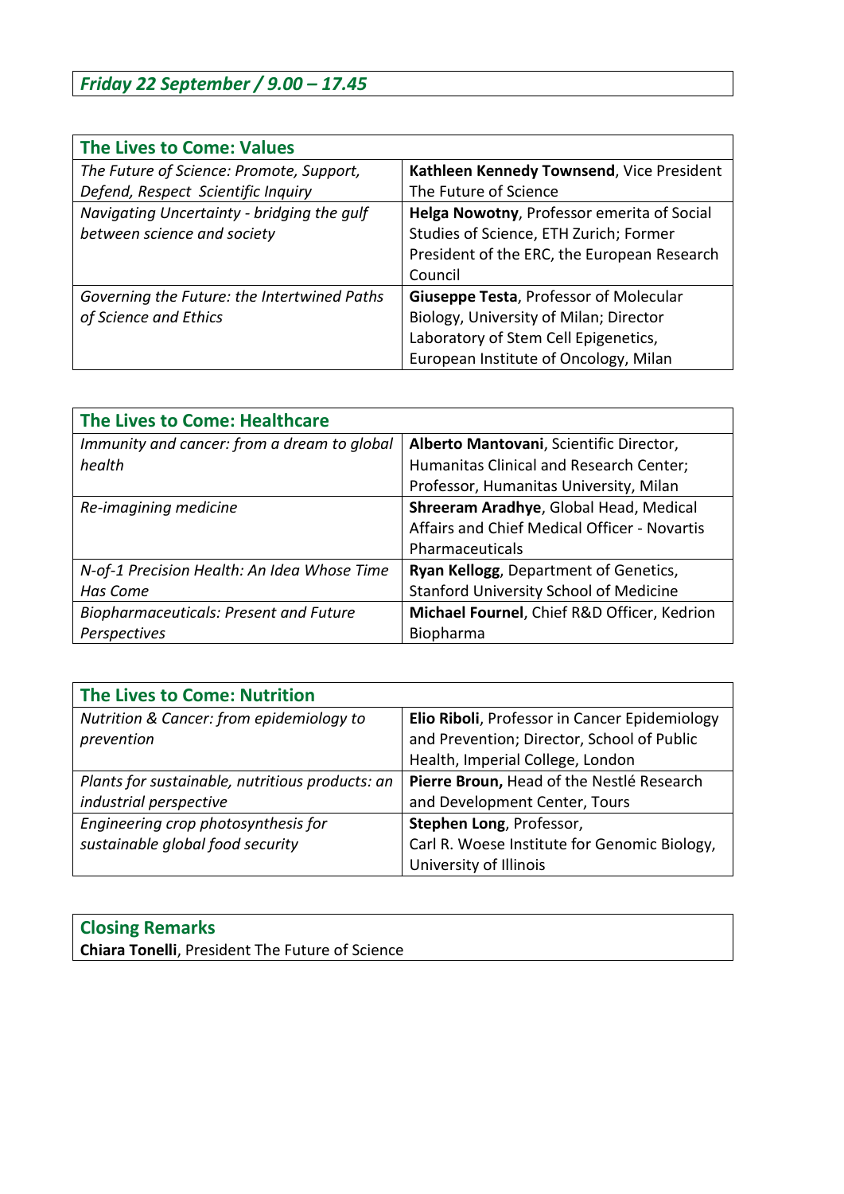***Friday 22 September / 9.00 – 17.45***

| **The Lives to Come: Values** | |
|---|---|
| *The Future of Science: Promote, Support, Defend, Respect Scientific Inquiry* | **Kathleen Kennedy Townsend**, Vice President The Future of Science |
| *Navigating Uncertainty - bridging the gulf between science and society* | **Helga Nowotny**, Professor emerita of Social Studies of Science, ETH Zurich; Former President of the ERC, the European Research Council |
| *Governing the Future: the Intertwined Paths of Science and Ethics* | **Giuseppe Testa**, Professor of Molecular Biology, University of Milan; Director Laboratory of Stem Cell Epigenetics, European Institute of Oncology, Milan |

| **The Lives to Come: Healthcare** | |
|---|---|
| *Immunity and cancer: from a dream to global health* | **Alberto Mantovani**, Scientific Director, Humanitas Clinical and Research Center; Professor, Humanitas University, Milan |
| *Re-imagining medicine* | **Shreeram Aradhye**, Global Head, Medical Affairs and Chief Medical Officer - Novartis Pharmaceuticals |
| *N-of-1 Precision Health: An Idea Whose Time Has Come* | **Ryan Kellogg**, Department of Genetics, Stanford University School of Medicine |
| *Biopharmaceuticals: Present and Future Perspectives* | **Michael Fournel**, Chief R&D Officer, Kedrion Biopharma |

| **The Lives to Come: Nutrition** | |
|---|---|
| *Nutrition & Cancer: from epidemiology to prevention* | **Elio Riboli**, Professor in Cancer Epidemiology and Prevention; Director, School of Public Health, Imperial College, London |
| *Plants for sustainable, nutritious products: an industrial perspective* | **Pierre Broun,** Head of the Nestlé Research and Development Center, Tours |
| *Engineering crop photosynthesis for sustainable global food security* | **Stephen Long**, Professor, Carl R. Woese Institute for Genomic Biology, University of Illinois |

**Closing Remarks**

**Chiara Tonelli**, President The Future of Science